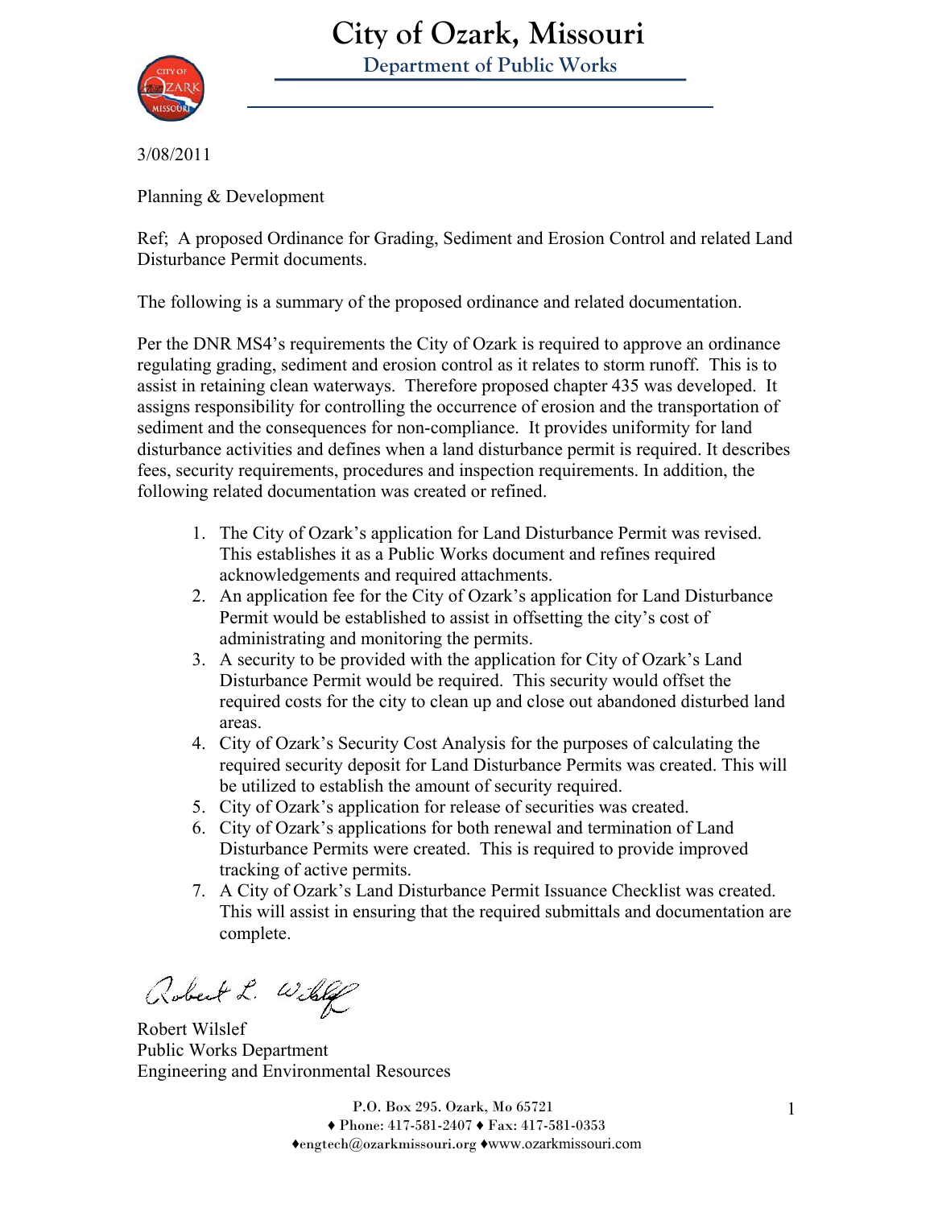# City of Ozark, Missouri

## Department of Public Works

3/08/2011

Planning & Development

Ref; A proposed Ordinance for Grading, Sediment and Erosion Control and related Land Disturbance Permit documents.

The following is a summary of the proposed ordinance and related documentation.

Per the DNR MS4's requirements the City of Ozark is required to approve an ordinance regulating grading, sediment and erosion control as it relates to storm runoff. This is to assist in retaining clean waterways. Therefore proposed chapter 435 was developed. It assigns responsibility for controlling the occurrence of erosion and the transportation of sediment and the consequences for non-compliance. It provides uniformity for land disturbance activities and defines when a land disturbance permit is required. It describes fees, security requirements, procedures and inspection requirements. In addition, the following related documentation was created or refined.

1. The City of Ozark's application for Land Disturbance Permit was revised. This establishes it as a Public Works document and refines required acknowledgements and required attachments.
2. An application fee for the City of Ozark's application for Land Disturbance Permit would be established to assist in offsetting the city's cost of administrating and monitoring the permits.
3. A security to be provided with the application for City of Ozark's Land Disturbance Permit would be required. This security would offset the required costs for the city to clean up and close out abandoned disturbed land areas.
4. City of Ozark's Security Cost Analysis for the purposes of calculating the required security deposit for Land Disturbance Permits was created. This will be utilized to establish the amount of security required.
5. City of Ozark's application for release of securities was created.
6. City of Ozark's applications for both renewal and termination of Land Disturbance Permits were created. This is required to provide improved tracking of active permits.
7. A City of Ozark's Land Disturbance Permit Issuance Checklist was created. This will assist in ensuring that the required submittals and documentation are complete.

Robert L. Wilslef

Robert Wilslef
Public Works Department
Engineering and Environmental Resources

P.O. Box 295. Ozark, Mo 65721
♦ Phone: 417-581-2407 ♦ Fax: 417-581-0353
♦engtech@ozarkmissouri.org ♦www.ozarkmissouri.com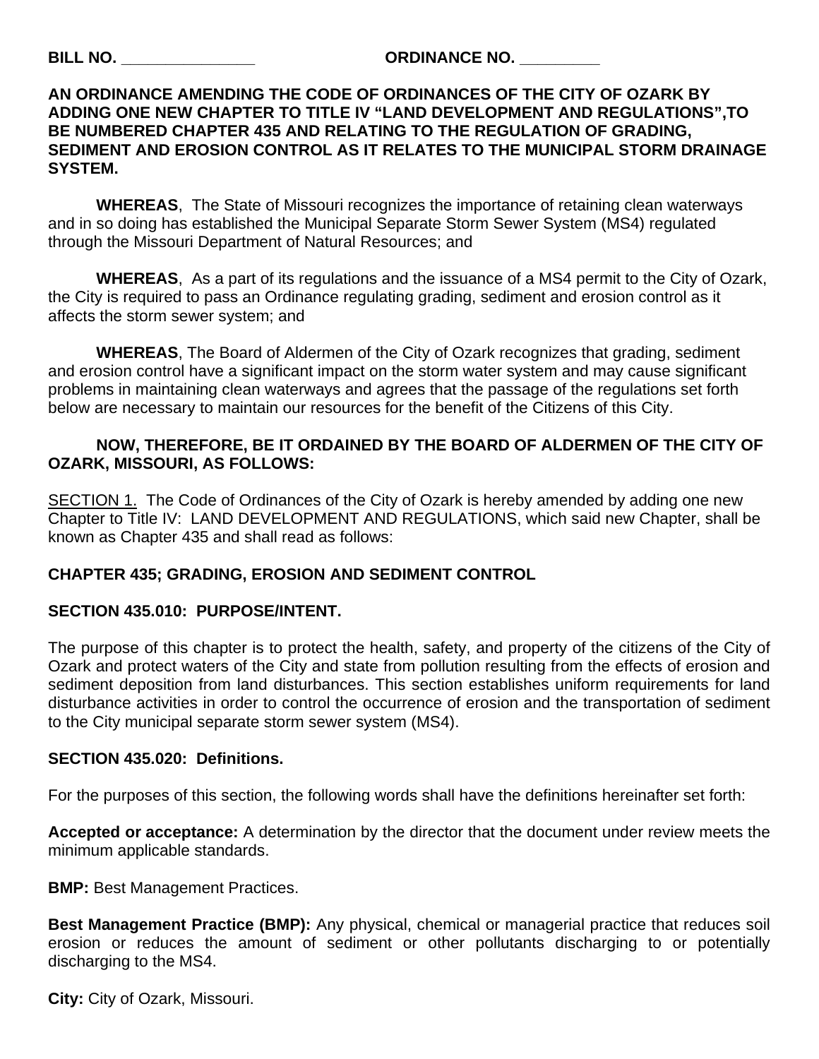**BILL NO. _______________ ORDINANCE NO. _________**

**AN ORDINANCE AMENDING THE CODE OF ORDINANCES OF THE CITY OF OZARK BY ADDING ONE NEW CHAPTER TO TITLE IV "LAND DEVELOPMENT AND REGULATIONS",TO BE NUMBERED CHAPTER 435 AND RELATING TO THE REGULATION OF GRADING, SEDIMENT AND EROSION CONTROL AS IT RELATES TO THE MUNICIPAL STORM DRAINAGE SYSTEM.**

**WHEREAS**, The State of Missouri recognizes the importance of retaining clean waterways and in so doing has established the Municipal Separate Storm Sewer System (MS4) regulated through the Missouri Department of Natural Resources; and

**WHEREAS**, As a part of its regulations and the issuance of a MS4 permit to the City of Ozark, the City is required to pass an Ordinance regulating grading, sediment and erosion control as it affects the storm sewer system; and

**WHEREAS**, The Board of Aldermen of the City of Ozark recognizes that grading, sediment and erosion control have a significant impact on the storm water system and may cause significant problems in maintaining clean waterways and agrees that the passage of the regulations set forth below are necessary to maintain our resources for the benefit of the Citizens of this City.

**NOW, THEREFORE, BE IT ORDAINED BY THE BOARD OF ALDERMEN OF THE CITY OF OZARK, MISSOURI, AS FOLLOWS:**

<u>SECTION 1.</u> The Code of Ordinances of the City of Ozark is hereby amended by adding one new Chapter to Title IV: LAND DEVELOPMENT AND REGULATIONS, which said new Chapter, shall be known as Chapter 435 and shall read as follows:

## CHAPTER 435; GRADING, EROSION AND SEDIMENT CONTROL

### SECTION 435.010: PURPOSE/INTENT.

The purpose of this chapter is to protect the health, safety, and property of the citizens of the City of Ozark and protect waters of the City and state from pollution resulting from the effects of erosion and sediment deposition from land disturbances. This section establishes uniform requirements for land disturbance activities in order to control the occurrence of erosion and the transportation of sediment to the City municipal separate storm sewer system (MS4).

### SECTION 435.020: Definitions.

For the purposes of this section, the following words shall have the definitions hereinafter set forth:

**Accepted or acceptance:** A determination by the director that the document under review meets the minimum applicable standards.

**BMP:** Best Management Practices.

**Best Management Practice (BMP):** Any physical, chemical or managerial practice that reduces soil erosion or reduces the amount of sediment or other pollutants discharging to or potentially discharging to the MS4.

**City:** City of Ozark, Missouri.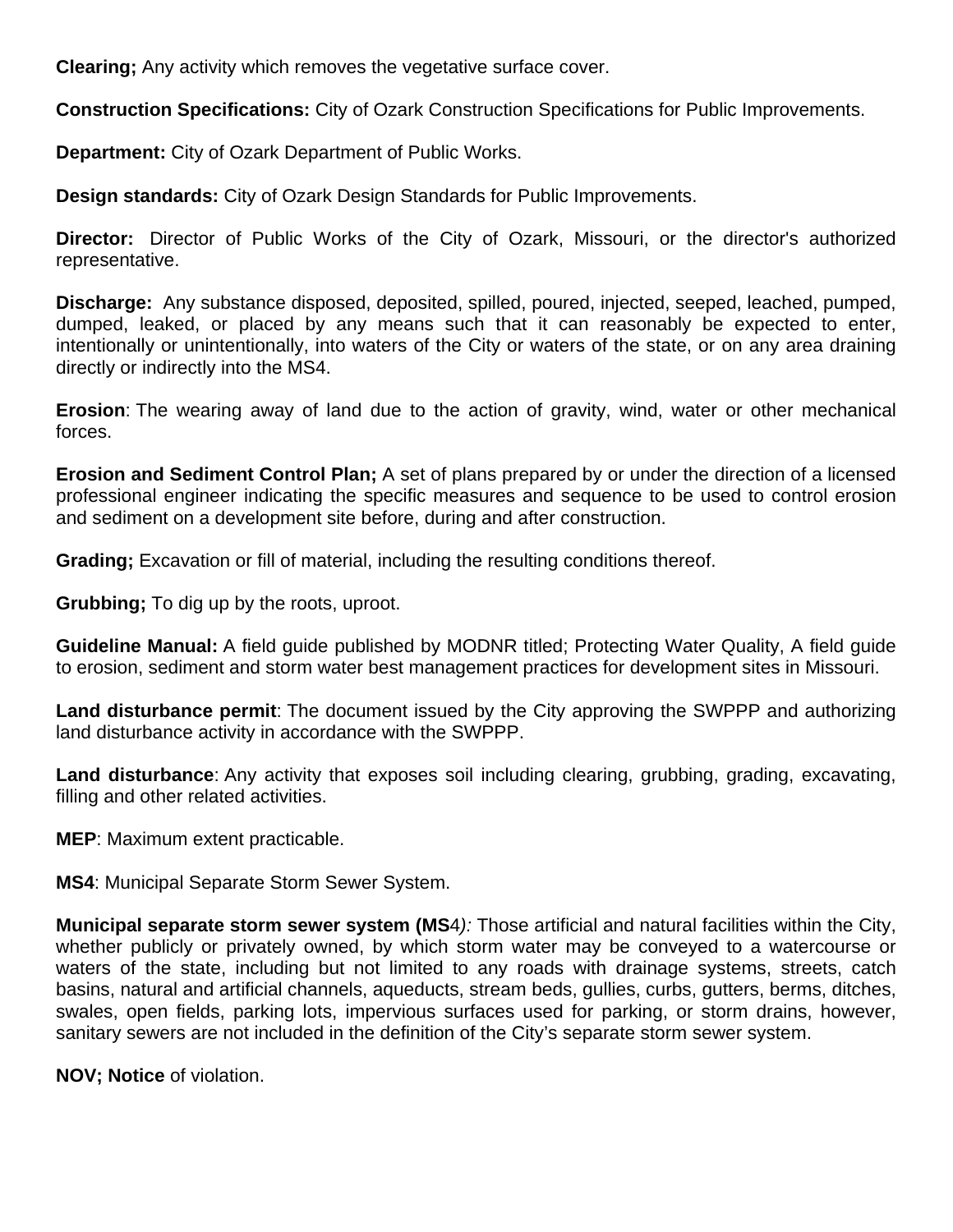**Clearing;** Any activity which removes the vegetative surface cover.

**Construction Specifications:** City of Ozark Construction Specifications for Public Improvements.

**Department:** City of Ozark Department of Public Works.

**Design standards:** City of Ozark Design Standards for Public Improvements.

**Director:** Director of Public Works of the City of Ozark, Missouri, or the director's authorized representative.

**Discharge:** Any substance disposed, deposited, spilled, poured, injected, seeped, leached, pumped, dumped, leaked, or placed by any means such that it can reasonably be expected to enter, intentionally or unintentionally, into waters of the City or waters of the state, or on any area draining directly or indirectly into the MS4.

**Erosion**: The wearing away of land due to the action of gravity, wind, water or other mechanical forces.

**Erosion and Sediment Control Plan;** A set of plans prepared by or under the direction of a licensed professional engineer indicating the specific measures and sequence to be used to control erosion and sediment on a development site before, during and after construction.

**Grading;** Excavation or fill of material, including the resulting conditions thereof.

**Grubbing;** To dig up by the roots, uproot.

**Guideline Manual:** A field guide published by MODNR titled; Protecting Water Quality, A field guide to erosion, sediment and storm water best management practices for development sites in Missouri.

**Land disturbance permit**: The document issued by the City approving the SWPPP and authorizing land disturbance activity in accordance with the SWPPP.

**Land disturbance**: Any activity that exposes soil including clearing, grubbing, grading, excavating, filling and other related activities.

**MEP**: Maximum extent practicable.

**MS4**: Municipal Separate Storm Sewer System.

**Municipal separate storm sewer system (MS**4*):* Those artificial and natural facilities within the City, whether publicly or privately owned, by which storm water may be conveyed to a watercourse or waters of the state, including but not limited to any roads with drainage systems, streets, catch basins, natural and artificial channels, aqueducts, stream beds, gullies, curbs, gutters, berms, ditches, swales, open fields, parking lots, impervious surfaces used for parking, or storm drains, however, sanitary sewers are not included in the definition of the City's separate storm sewer system.

**NOV; Notice** of violation.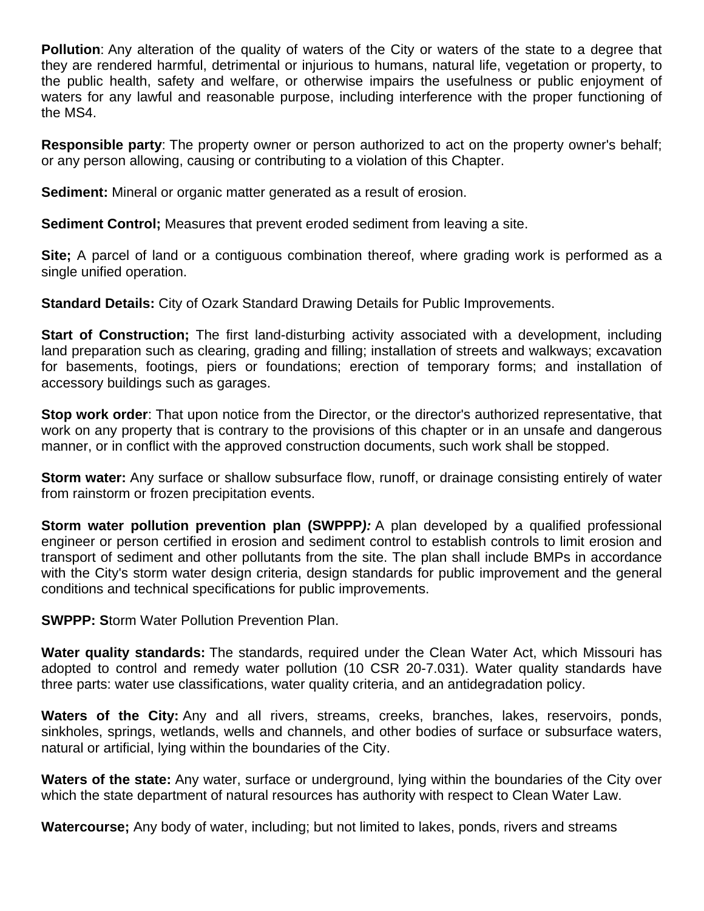**Pollution**: Any alteration of the quality of waters of the City or waters of the state to a degree that they are rendered harmful, detrimental or injurious to humans, natural life, vegetation or property, to the public health, safety and welfare, or otherwise impairs the usefulness or public enjoyment of waters for any lawful and reasonable purpose, including interference with the proper functioning of the MS4.

**Responsible party**: The property owner or person authorized to act on the property owner's behalf; or any person allowing, causing or contributing to a violation of this Chapter.

**Sediment:** Mineral or organic matter generated as a result of erosion.

**Sediment Control;** Measures that prevent eroded sediment from leaving a site.

**Site;** A parcel of land or a contiguous combination thereof, where grading work is performed as a single unified operation.

**Standard Details:** City of Ozark Standard Drawing Details for Public Improvements.

**Start of Construction;** The first land-disturbing activity associated with a development, including land preparation such as clearing, grading and filling; installation of streets and walkways; excavation for basements, footings, piers or foundations; erection of temporary forms; and installation of accessory buildings such as garages.

**Stop work order**: That upon notice from the Director, or the director's authorized representative, that work on any property that is contrary to the provisions of this chapter or in an unsafe and dangerous manner, or in conflict with the approved construction documents, such work shall be stopped.

**Storm water:** Any surface or shallow subsurface flow, runoff, or drainage consisting entirely of water from rainstorm or frozen precipitation events.

**Storm water pollution prevention plan (SWPPP*):*** A plan developed by a qualified professional engineer or person certified in erosion and sediment control to establish controls to limit erosion and transport of sediment and other pollutants from the site. The plan shall include BMPs in accordance with the City's storm water design criteria, design standards for public improvement and the general conditions and technical specifications for public improvements.

**SWPPP: S**torm Water Pollution Prevention Plan.

**Water quality standards:** The standards, required under the Clean Water Act, which Missouri has adopted to control and remedy water pollution (10 CSR 20-7.031). Water quality standards have three parts: water use classifications, water quality criteria, and an antidegradation policy.

**Waters of the City:** Any and all rivers, streams, creeks, branches, lakes, reservoirs, ponds, sinkholes, springs, wetlands, wells and channels, and other bodies of surface or subsurface waters, natural or artificial, lying within the boundaries of the City.

**Waters of the state:** Any water, surface or underground, lying within the boundaries of the City over which the state department of natural resources has authority with respect to Clean Water Law.

**Watercourse;** Any body of water, including; but not limited to lakes, ponds, rivers and streams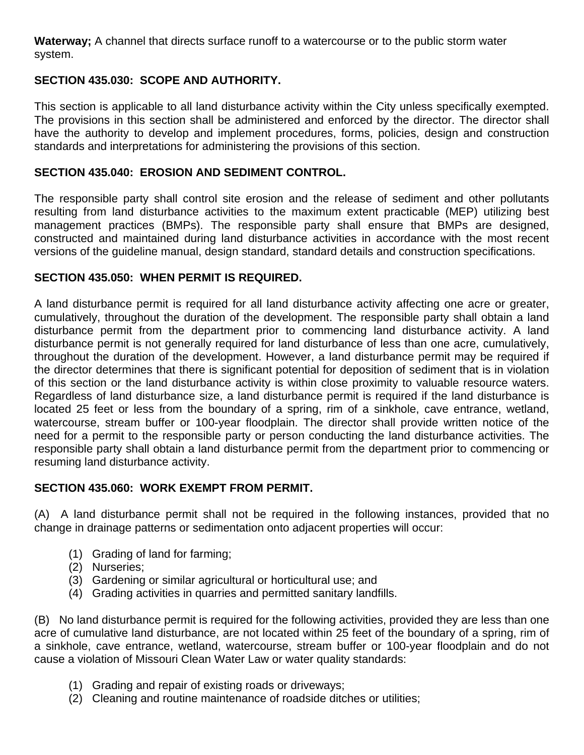**Waterway;** A channel that directs surface runoff to a watercourse or to the public storm water system.

## SECTION 435.030: SCOPE AND AUTHORITY.

This section is applicable to all land disturbance activity within the City unless specifically exempted. The provisions in this section shall be administered and enforced by the director. The director shall have the authority to develop and implement procedures, forms, policies, design and construction standards and interpretations for administering the provisions of this section.

## SECTION 435.040: EROSION AND SEDIMENT CONTROL.

The responsible party shall control site erosion and the release of sediment and other pollutants resulting from land disturbance activities to the maximum extent practicable (MEP) utilizing best management practices (BMPs). The responsible party shall ensure that BMPs are designed, constructed and maintained during land disturbance activities in accordance with the most recent versions of the guideline manual, design standard, standard details and construction specifications.

## SECTION 435.050: WHEN PERMIT IS REQUIRED.

A land disturbance permit is required for all land disturbance activity affecting one acre or greater, cumulatively, throughout the duration of the development. The responsible party shall obtain a land disturbance permit from the department prior to commencing land disturbance activity. A land disturbance permit is not generally required for land disturbance of less than one acre, cumulatively, throughout the duration of the development. However, a land disturbance permit may be required if the director determines that there is significant potential for deposition of sediment that is in violation of this section or the land disturbance activity is within close proximity to valuable resource waters. Regardless of land disturbance size, a land disturbance permit is required if the land disturbance is located 25 feet or less from the boundary of a spring, rim of a sinkhole, cave entrance, wetland, watercourse, stream buffer or 100-year floodplain. The director shall provide written notice of the need for a permit to the responsible party or person conducting the land disturbance activities. The responsible party shall obtain a land disturbance permit from the department prior to commencing or resuming land disturbance activity.

## SECTION 435.060: WORK EXEMPT FROM PERMIT.

(A) A land disturbance permit shall not be required in the following instances, provided that no change in drainage patterns or sedimentation onto adjacent properties will occur:

(1) Grading of land for farming;
(2) Nurseries;
(3) Gardening or similar agricultural or horticultural use; and
(4) Grading activities in quarries and permitted sanitary landfills.

(B) No land disturbance permit is required for the following activities, provided they are less than one acre of cumulative land disturbance, are not located within 25 feet of the boundary of a spring, rim of a sinkhole, cave entrance, wetland, watercourse, stream buffer or 100-year floodplain and do not cause a violation of Missouri Clean Water Law or water quality standards:

(1) Grading and repair of existing roads or driveways;
(2) Cleaning and routine maintenance of roadside ditches or utilities;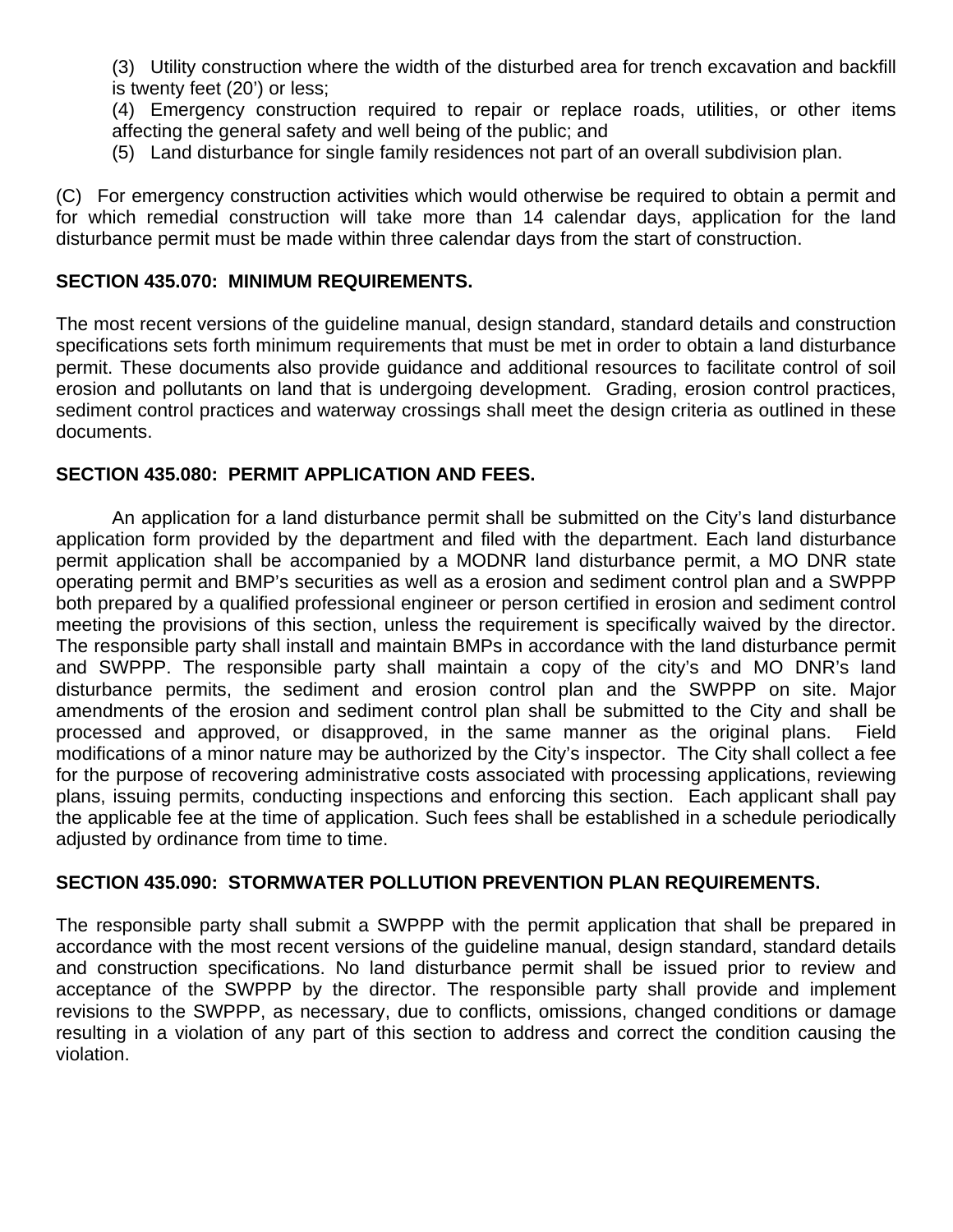(3) Utility construction where the width of the disturbed area for trench excavation and backfill is twenty feet (20') or less;

(4) Emergency construction required to repair or replace roads, utilities, or other items affecting the general safety and well being of the public; and

(5) Land disturbance for single family residences not part of an overall subdivision plan.

(C) For emergency construction activities which would otherwise be required to obtain a permit and for which remedial construction will take more than 14 calendar days, application for the land disturbance permit must be made within three calendar days from the start of construction.

**SECTION 435.070: MINIMUM REQUIREMENTS.**

The most recent versions of the guideline manual, design standard, standard details and construction specifications sets forth minimum requirements that must be met in order to obtain a land disturbance permit. These documents also provide guidance and additional resources to facilitate control of soil erosion and pollutants on land that is undergoing development. Grading, erosion control practices, sediment control practices and waterway crossings shall meet the design criteria as outlined in these documents.

**SECTION 435.080: PERMIT APPLICATION AND FEES.**

An application for a land disturbance permit shall be submitted on the City's land disturbance application form provided by the department and filed with the department. Each land disturbance permit application shall be accompanied by a MODNR land disturbance permit, a MO DNR state operating permit and BMP's securities as well as a erosion and sediment control plan and a SWPPP both prepared by a qualified professional engineer or person certified in erosion and sediment control meeting the provisions of this section, unless the requirement is specifically waived by the director. The responsible party shall install and maintain BMPs in accordance with the land disturbance permit and SWPPP. The responsible party shall maintain a copy of the city's and MO DNR's land disturbance permits, the sediment and erosion control plan and the SWPPP on site. Major amendments of the erosion and sediment control plan shall be submitted to the City and shall be processed and approved, or disapproved, in the same manner as the original plans. Field modifications of a minor nature may be authorized by the City's inspector. The City shall collect a fee for the purpose of recovering administrative costs associated with processing applications, reviewing plans, issuing permits, conducting inspections and enforcing this section. Each applicant shall pay the applicable fee at the time of application. Such fees shall be established in a schedule periodically adjusted by ordinance from time to time.

**SECTION 435.090: STORMWATER POLLUTION PREVENTION PLAN REQUIREMENTS.**

The responsible party shall submit a SWPPP with the permit application that shall be prepared in accordance with the most recent versions of the guideline manual, design standard, standard details and construction specifications. No land disturbance permit shall be issued prior to review and acceptance of the SWPPP by the director. The responsible party shall provide and implement revisions to the SWPPP, as necessary, due to conflicts, omissions, changed conditions or damage resulting in a violation of any part of this section to address and correct the condition causing the violation.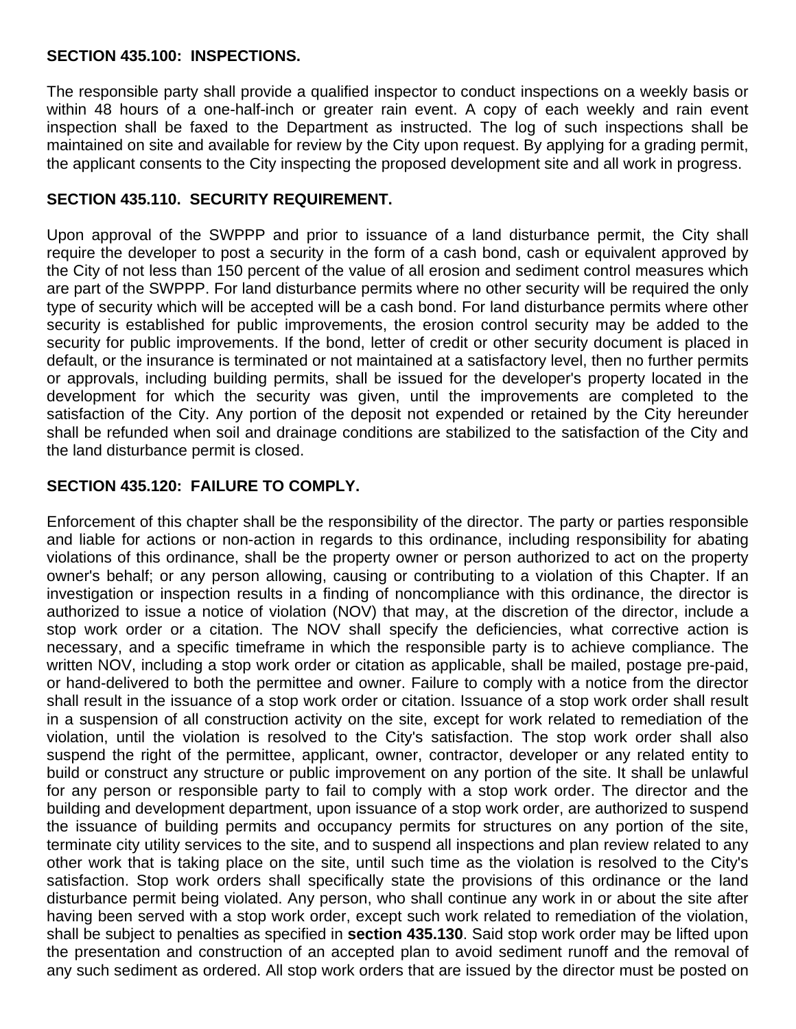### SECTION 435.100: INSPECTIONS.

The responsible party shall provide a qualified inspector to conduct inspections on a weekly basis or within 48 hours of a one-half-inch or greater rain event. A copy of each weekly and rain event inspection shall be faxed to the Department as instructed. The log of such inspections shall be maintained on site and available for review by the City upon request. By applying for a grading permit, the applicant consents to the City inspecting the proposed development site and all work in progress.

### SECTION 435.110. SECURITY REQUIREMENT.

Upon approval of the SWPPP and prior to issuance of a land disturbance permit, the City shall require the developer to post a security in the form of a cash bond, cash or equivalent approved by the City of not less than 150 percent of the value of all erosion and sediment control measures which are part of the SWPPP. For land disturbance permits where no other security will be required the only type of security which will be accepted will be a cash bond. For land disturbance permits where other security is established for public improvements, the erosion control security may be added to the security for public improvements. If the bond, letter of credit or other security document is placed in default, or the insurance is terminated or not maintained at a satisfactory level, then no further permits or approvals, including building permits, shall be issued for the developer's property located in the development for which the security was given, until the improvements are completed to the satisfaction of the City. Any portion of the deposit not expended or retained by the City hereunder shall be refunded when soil and drainage conditions are stabilized to the satisfaction of the City and the land disturbance permit is closed.

### SECTION 435.120: FAILURE TO COMPLY.

Enforcement of this chapter shall be the responsibility of the director. The party or parties responsible and liable for actions or non-action in regards to this ordinance, including responsibility for abating violations of this ordinance, shall be the property owner or person authorized to act on the property owner's behalf; or any person allowing, causing or contributing to a violation of this Chapter. If an investigation or inspection results in a finding of noncompliance with this ordinance, the director is authorized to issue a notice of violation (NOV) that may, at the discretion of the director, include a stop work order or a citation. The NOV shall specify the deficiencies, what corrective action is necessary, and a specific timeframe in which the responsible party is to achieve compliance. The written NOV, including a stop work order or citation as applicable, shall be mailed, postage pre-paid, or hand-delivered to both the permittee and owner. Failure to comply with a notice from the director shall result in the issuance of a stop work order or citation. Issuance of a stop work order shall result in a suspension of all construction activity on the site, except for work related to remediation of the violation, until the violation is resolved to the City's satisfaction. The stop work order shall also suspend the right of the permittee, applicant, owner, contractor, developer or any related entity to build or construct any structure or public improvement on any portion of the site. It shall be unlawful for any person or responsible party to fail to comply with a stop work order. The director and the building and development department, upon issuance of a stop work order, are authorized to suspend the issuance of building permits and occupancy permits for structures on any portion of the site, terminate city utility services to the site, and to suspend all inspections and plan review related to any other work that is taking place on the site, until such time as the violation is resolved to the City's satisfaction. Stop work orders shall specifically state the provisions of this ordinance or the land disturbance permit being violated. Any person, who shall continue any work in or about the site after having been served with a stop work order, except such work related to remediation of the violation, shall be subject to penalties as specified in **section 435.130**. Said stop work order may be lifted upon the presentation and construction of an accepted plan to avoid sediment runoff and the removal of any such sediment as ordered. All stop work orders that are issued by the director must be posted on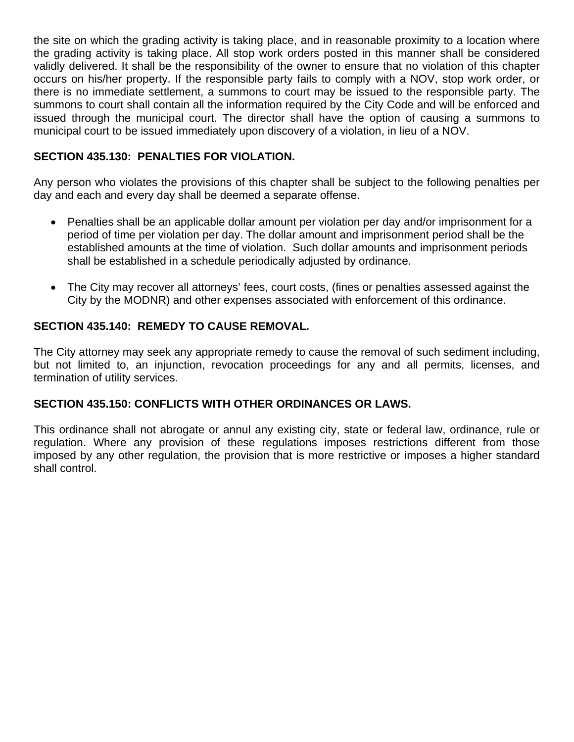the site on which the grading activity is taking place, and in reasonable proximity to a location where the grading activity is taking place. All stop work orders posted in this manner shall be considered validly delivered. It shall be the responsibility of the owner to ensure that no violation of this chapter occurs on his/her property. If the responsible party fails to comply with a NOV, stop work order, or there is no immediate settlement, a summons to court may be issued to the responsible party. The summons to court shall contain all the information required by the City Code and will be enforced and issued through the municipal court. The director shall have the option of causing a summons to municipal court to be issued immediately upon discovery of a violation, in lieu of a NOV.

**SECTION 435.130: PENALTIES FOR VIOLATION.**

Any person who violates the provisions of this chapter shall be subject to the following penalties per day and each and every day shall be deemed a separate offense.

- Penalties shall be an applicable dollar amount per violation per day and/or imprisonment for a period of time per violation per day. The dollar amount and imprisonment period shall be the established amounts at the time of violation. Such dollar amounts and imprisonment periods shall be established in a schedule periodically adjusted by ordinance.

- The City may recover all attorneys' fees, court costs, (fines or penalties assessed against the City by the MODNR) and other expenses associated with enforcement of this ordinance.

**SECTION 435.140: REMEDY TO CAUSE REMOVAL.**

The City attorney may seek any appropriate remedy to cause the removal of such sediment including, but not limited to, an injunction, revocation proceedings for any and all permits, licenses, and termination of utility services.

**SECTION 435.150: CONFLICTS WITH OTHER ORDINANCES OR LAWS.**

This ordinance shall not abrogate or annul any existing city, state or federal law, ordinance, rule or regulation. Where any provision of these regulations imposes restrictions different from those imposed by any other regulation, the provision that is more restrictive or imposes a higher standard shall control.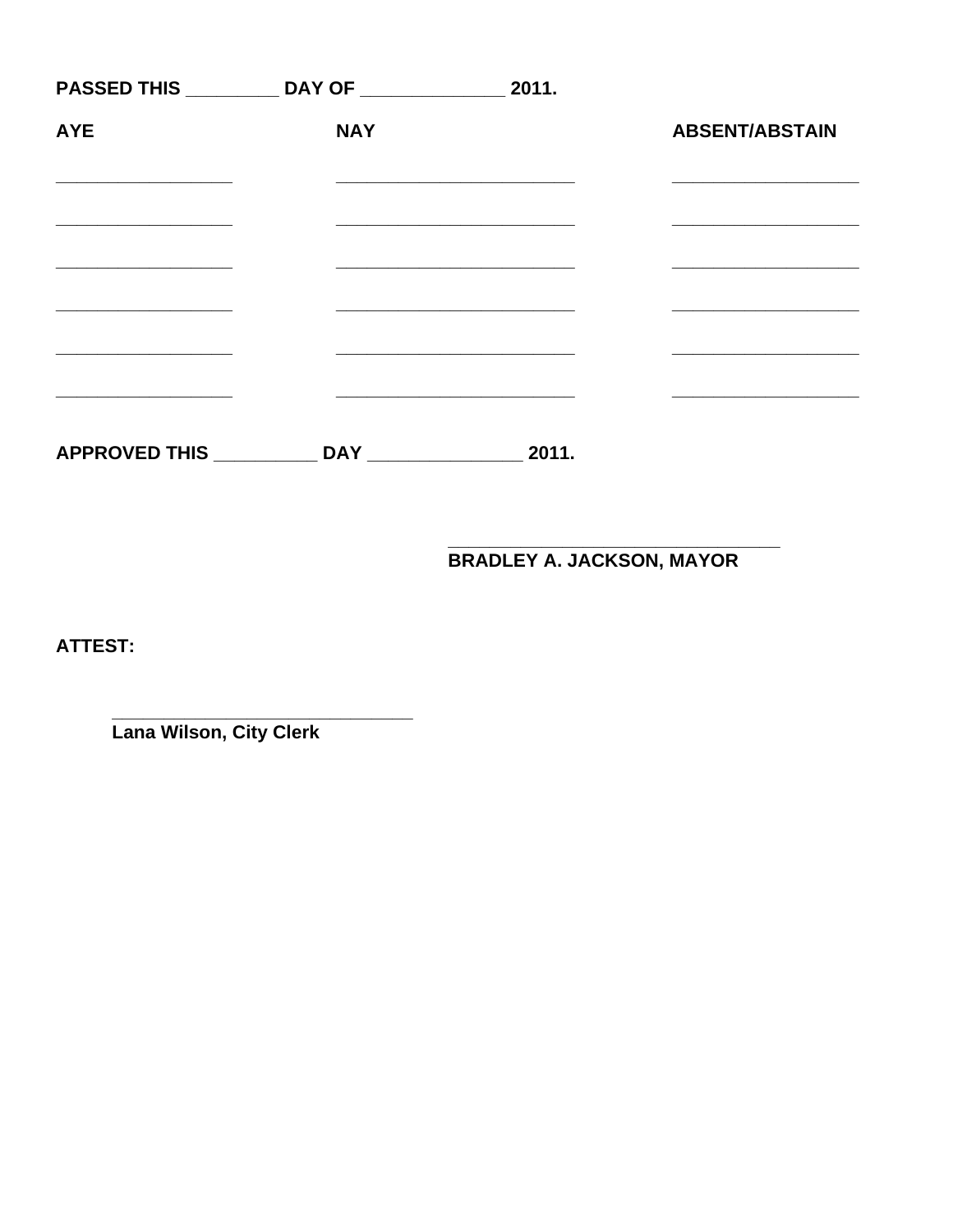**PASSED THIS _________ DAY OF ______________ 2011.**

| **AYE** | **NAY** | **ABSENT/ABSTAIN** |
|---|---|---|
| __________________ | _________________________ | ___________________ |
| __________________ | _________________________ | ___________________ |
| __________________ | _________________________ | ___________________ |
| __________________ | _________________________ | ___________________ |
| __________________ | _________________________ | ___________________ |
| __________________ | _________________________ | ___________________ |

**APPROVED THIS __________ DAY _______________ 2011.**

_________________________________
**BRADLEY A. JACKSON, MAYOR**

**ATTEST:**

_______________________________
**Lana Wilson, City Clerk**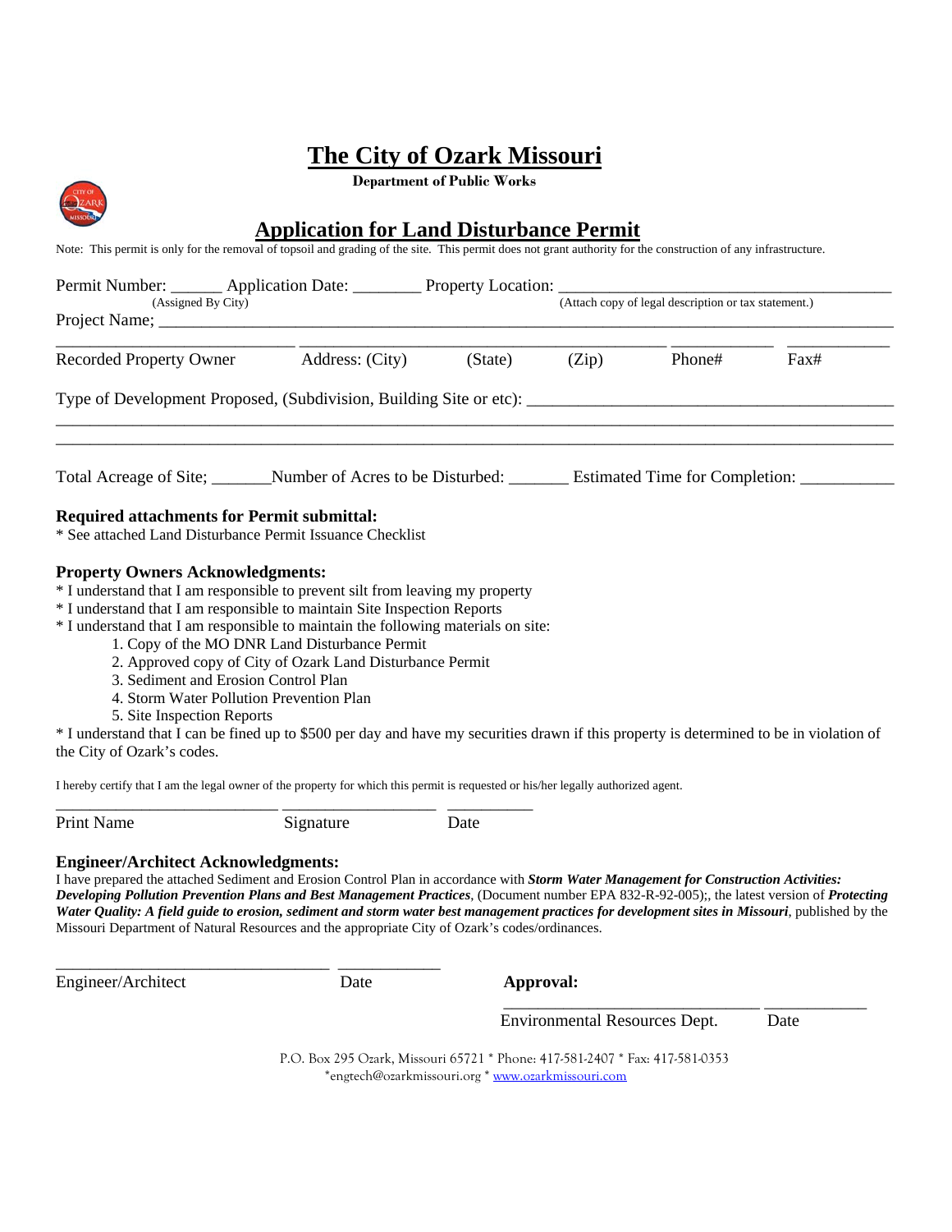# The City of Ozark Missouri

**Department of Public Works**

## Application for Land Disturbance Permit

Note: This permit is only for the removal of topsoil and grading of the site. This permit does not grant authority for the construction of any infrastructure.

Permit Number: ______ Application Date: ________ Property Location: ________________________________________
(Assigned By City) (Attach copy of legal description or tax statement.)

Project Name; ________________________________________________________________________________

____________________________ ____________________________________________ ____________ ____________

Recorded Property Owner Address: (City) (State) (Zip) Phone# Fax#

Type of Development Proposed, (Subdivision, Building Site or etc): ____________________________________________

________________________________________________________________________________________________

________________________________________________________________________________________________

Total Acreage of Site; _______Number of Acres to be Disturbed: _______ Estimated Time for Completion: ___________

**Required attachments for Permit submittal:**

* See attached Land Disturbance Permit Issuance Checklist

**Property Owners Acknowledgments:**

* I understand that I am responsible to prevent silt from leaving my property
* I understand that I am responsible to maintain Site Inspection Reports
* I understand that I am responsible to maintain the following materials on site:
 1. Copy of the MO DNR Land Disturbance Permit
 2. Approved copy of City of Ozark Land Disturbance Permit
 3. Sediment and Erosion Control Plan
 4. Storm Water Pollution Prevention Plan
 5. Site Inspection Reports
* I understand that I can be fined up to $500 per day and have my securities drawn if this property is determined to be in violation of the City of Ozark's codes.

I hereby certify that I am the legal owner of the property for which this permit is requested or his/her legally authorized agent.

___________________________ ___________________ __________

Print Name Signature Date

**Engineer/Architect Acknowledgments:**

I have prepared the attached Sediment and Erosion Control Plan in accordance with ***Storm Water Management for Construction Activities: Developing Pollution Prevention Plans and Best Management Practices***, (Document number EPA 832-R-92-005);, the latest version of ***Protecting Water Quality: A field guide to erosion, sediment and storm water best management practices for development sites in Missouri***, published by the Missouri Department of Natural Resources and the appropriate City of Ozark's codes/ordinances.

_________________________________ ____________

Engineer/Architect Date

**Approval:**

_______________________________ ____________

Environmental Resources Dept. Date

P.O. Box 295 Ozark, Missouri 65721 * Phone: 417-581-2407 * Fax: 417-581-0353
*engtech@ozarkmissouri.org * www.ozarkmissouri.com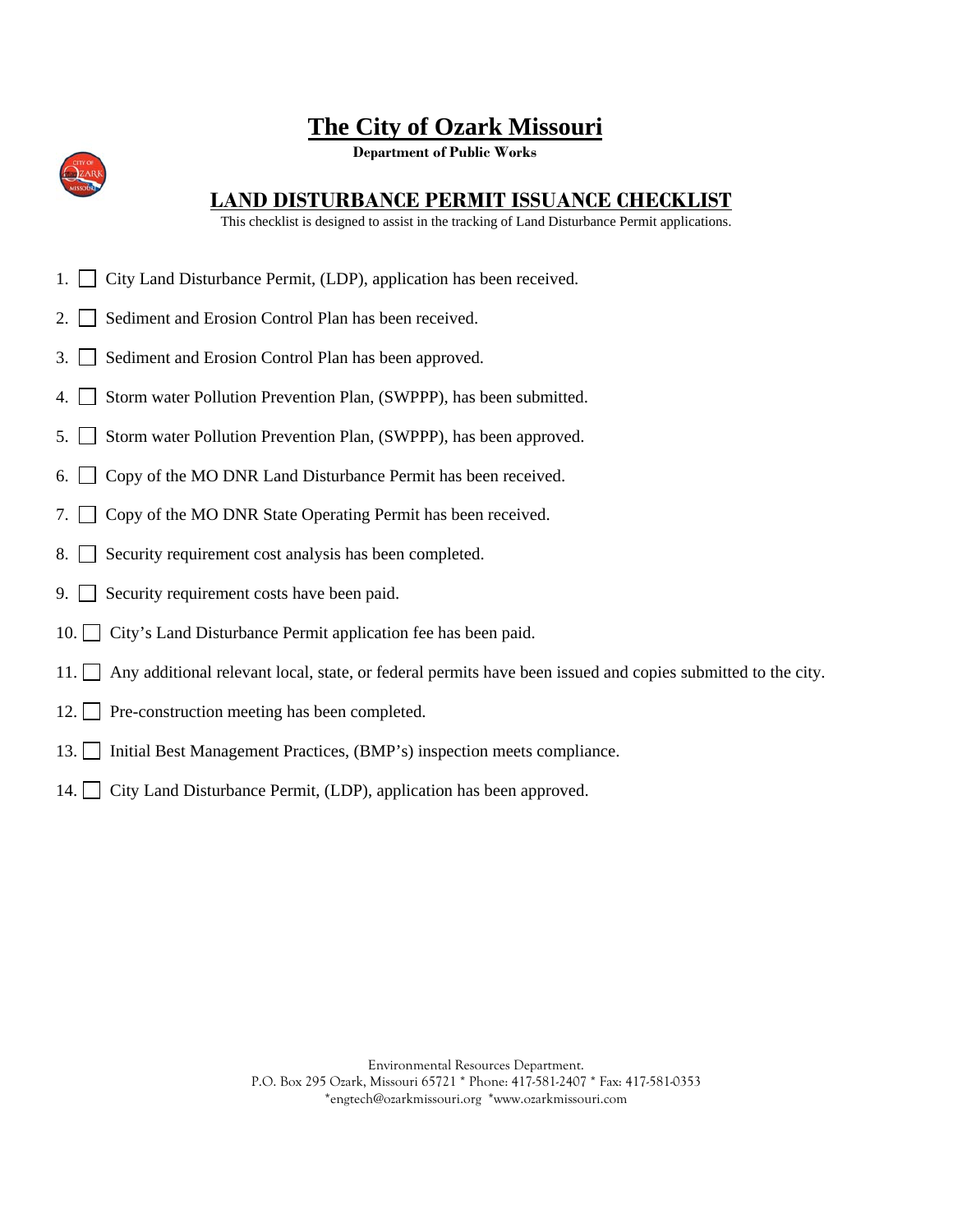# The City of Ozark Missouri

**Department of Public Works**

## LAND DISTURBANCE PERMIT ISSUANCE CHECKLIST

This checklist is designed to assist in the tracking of Land Disturbance Permit applications.

1. ☐ City Land Disturbance Permit, (LDP), application has been received.
2. ☐ Sediment and Erosion Control Plan has been received.
3. ☐ Sediment and Erosion Control Plan has been approved.
4. ☐ Storm water Pollution Prevention Plan, (SWPPP), has been submitted.
5. ☐ Storm water Pollution Prevention Plan, (SWPPP), has been approved.
6. ☐ Copy of the MO DNR Land Disturbance Permit has been received.
7. ☐ Copy of the MO DNR State Operating Permit has been received.
8. ☐ Security requirement cost analysis has been completed.
9. ☐ Security requirement costs have been paid.
10. ☐ City's Land Disturbance Permit application fee has been paid.
11. ☐ Any additional relevant local, state, or federal permits have been issued and copies submitted to the city.
12. ☐ Pre-construction meeting has been completed.
13. ☐ Initial Best Management Practices, (BMP's) inspection meets compliance.
14. ☐ City Land Disturbance Permit, (LDP), application has been approved.

Environmental Resources Department.
P.O. Box 295 Ozark, Missouri 65721 * Phone: 417-581-2407 * Fax: 417-581-0353
*engtech@ozarkmissouri.org *www.ozarkmissouri.com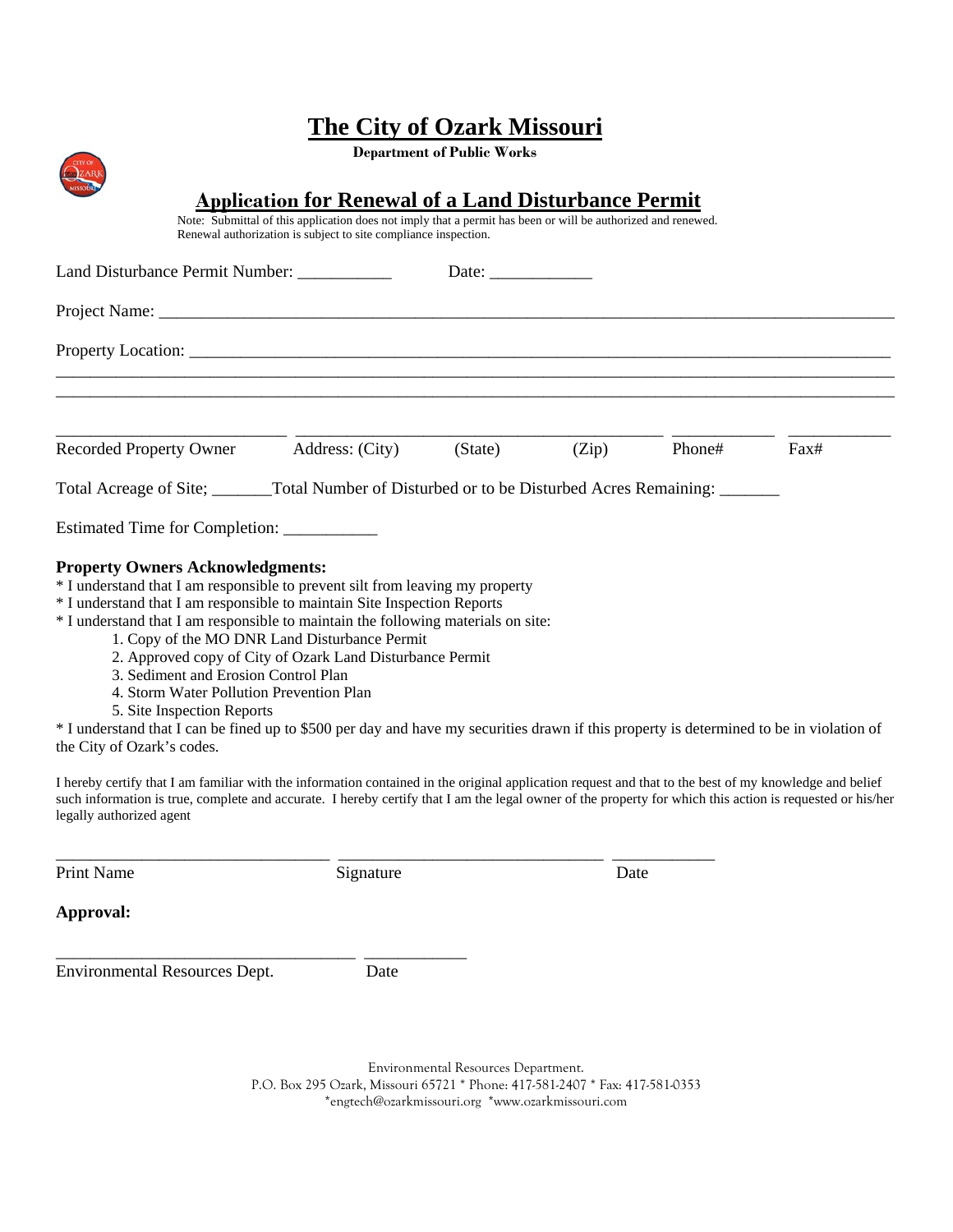# The City of Ozark Missouri

**Department of Public Works**

## Application for Renewal of a Land Disturbance Permit

Note: Submittal of this application does not imply that a permit has been or will be authorized and renewed.
Renewal authorization is subject to site compliance inspection.

Land Disturbance Permit Number: ___________ Date: ____________

Project Name: ________________________________________________________________________________

Property Location: ____________________________________________________________________________

________________________________________________________________________________________________

________________________________________________________________________________________________

__________________________ __________________________________________ ___________ ___________

Recorded Property Owner Address: (City) (State) (Zip) Phone# Fax#

Total Acreage of Site; _______Total Number of Disturbed or to be Disturbed Acres Remaining: _______

Estimated Time for Completion: ___________

**Property Owners Acknowledgments:**

* I understand that I am responsible to prevent silt from leaving my property
* I understand that I am responsible to maintain Site Inspection Reports
* I understand that I am responsible to maintain the following materials on site:
    1. Copy of the MO DNR Land Disturbance Permit
    2. Approved copy of City of Ozark Land Disturbance Permit
    3. Sediment and Erosion Control Plan
    4. Storm Water Pollution Prevention Plan
    5. Site Inspection Reports
* I understand that I can be fined up to $500 per day and have my securities drawn if this property is determined to be in violation of the City of Ozark's codes.

I hereby certify that I am familiar with the information contained in the original application request and that to the best of my knowledge and belief such information is true, complete and accurate. I hereby certify that I am the legal owner of the property for which this action is requested or his/her legally authorized agent

_______________________________ ______________________________ ___________

Print Name Signature Date

**Approval:**

__________________________________ ___________

Environmental Resources Dept. Date

Environmental Resources Department.
P.O. Box 295 Ozark, Missouri 65721 * Phone: 417-581-2407 * Fax: 417-581-0353
*engtech@ozarkmissouri.org *www.ozarkmissouri.com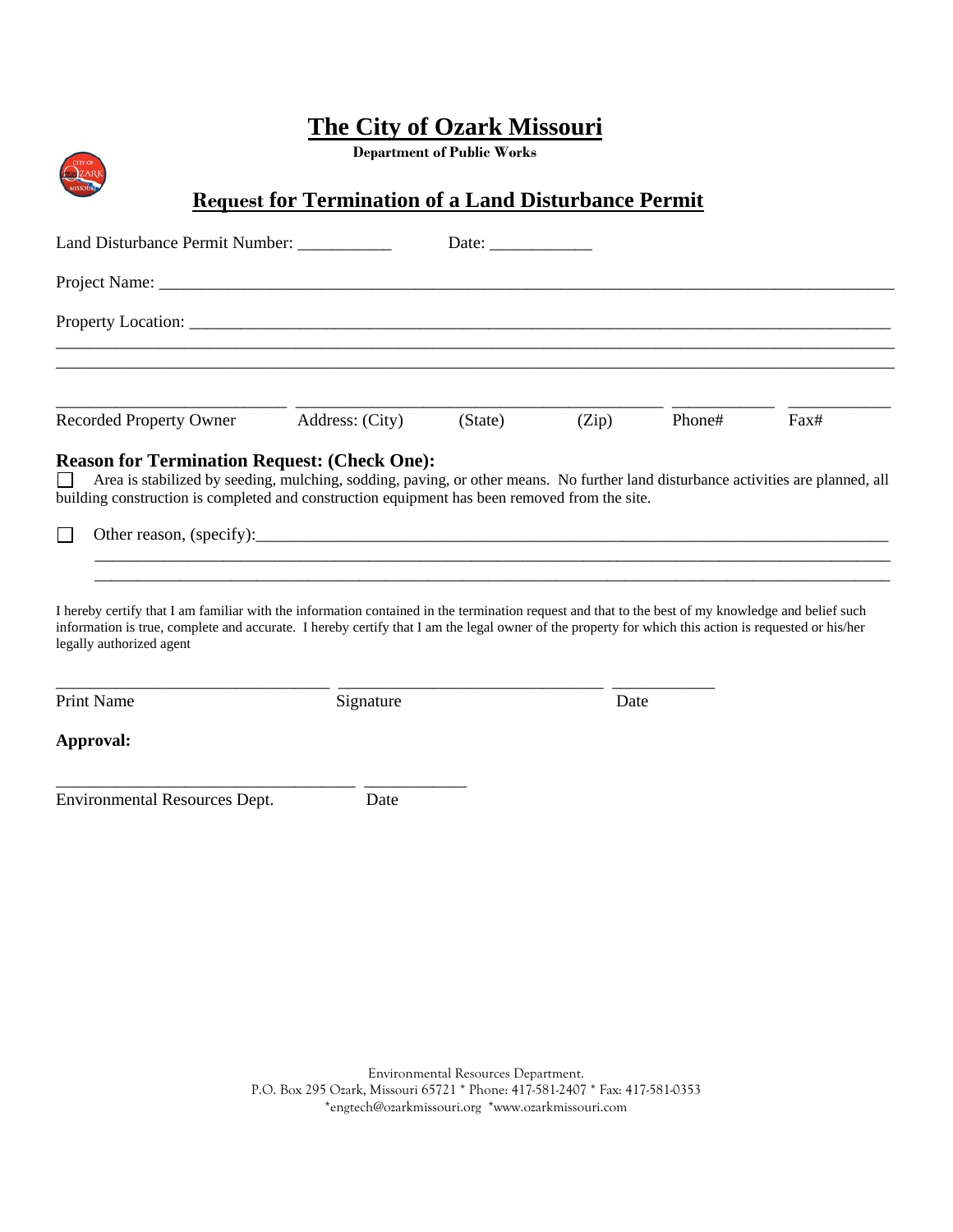# The City of Ozark Missouri

**Department of Public Works**

## Request for Termination of a Land Disturbance Permit

Land Disturbance Permit Number: ___________ Date: ____________

Project Name: ___________________________________________________________________________

Property Location: _______________________________________________________________________

___________________________________________________________________________________________

___________________________________________________________________________________________

| Recorded Property Owner | Address: (City) | (State) | (Zip) | Phone# | Fax# |
|---|---|---|---|---|---|
| | | | | | |

**Reason for Termination Request: (Check One):**

☐ Area is stabilized by seeding, mulching, sodding, paving, or other means. No further land disturbance activities are planned, all building construction is completed and construction equipment has been removed from the site.

☐ Other reason, (specify):_____________________________________________________________________

___________________________________________________________________________________________

___________________________________________________________________________________________

I hereby certify that I am familiar with the information contained in the termination request and that to the best of my knowledge and belief such information is true, complete and accurate. I hereby certify that I am the legal owner of the property for which this action is requested or his/her legally authorized agent

________________________________ ______________________________ ____________

Print Name Signature Date

**Approval:**

___________________________________ ____________

Environmental Resources Dept. Date

Environmental Resources Department.
P.O. Box 295 Ozark, Missouri 65721 * Phone: 417-581-2407 * Fax: 417-581-0353
*engtech@ozarkmissouri.org *www.ozarkmissouri.com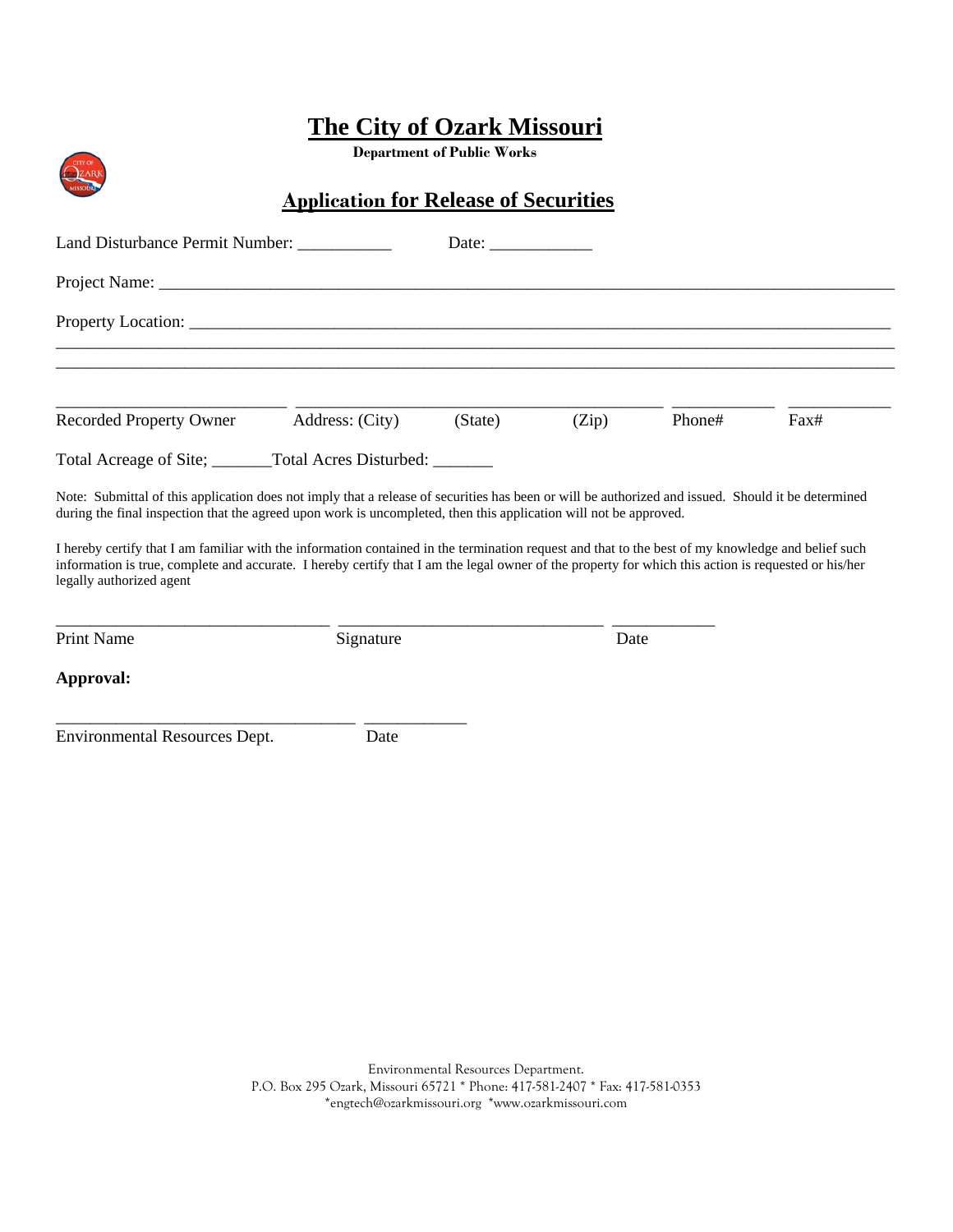# The City of Ozark Missouri

**Department of Public Works**

## Application for Release of Securities

Land Disturbance Permit Number: ___________ Date: ____________

Project Name: ___________________________________________________________________________________________

Property Location: _______________________________________________________________________________________
___________________________________________________________________________________________________________
___________________________________________________________________________________________________________

____________________________ ____________________________________________ ____________ ____________
Recorded Property Owner Address: (City) (State) (Zip) Phone# Fax#

Total Acreage of Site; _______Total Acres Disturbed: _______

Note: Submittal of this application does not imply that a release of securities has been or will be authorized and issued. Should it be determined during the final inspection that the agreed upon work is uncompleted, then this application will not be approved.

I hereby certify that I am familiar with the information contained in the termination request and that to the best of my knowledge and belief such information is true, complete and accurate. I hereby certify that I am the legal owner of the property for which this action is requested or his/her legally authorized agent

_________________________________ ________________________________ ____________
Print Name Signature Date

**Approval:**

____________________________________ ____________
Environmental Resources Dept. Date

Environmental Resources Department.
P.O. Box 295 Ozark, Missouri 65721 * Phone: 417-581-2407 * Fax: 417-581-0353
*engtech@ozarkmissouri.org *www.ozarkmissouri.com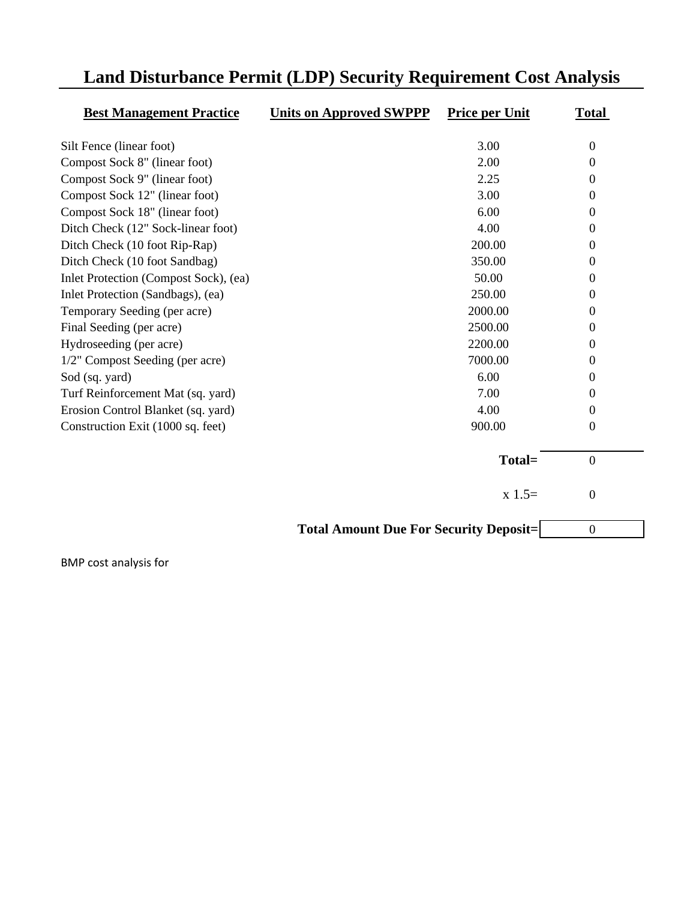# Land Disturbance Permit (LDP) Security Requirement Cost Analysis

| Best Management Practice | Units on Approved SWPPP | Price per Unit | Total |
|---|---|---|---|
| Silt Fence (linear foot) | | 3.00 | 0 |
| Compost Sock 8" (linear foot) | | 2.00 | 0 |
| Compost Sock 9" (linear foot) | | 2.25 | 0 |
| Compost Sock 12" (linear foot) | | 3.00 | 0 |
| Compost Sock 18" (linear foot) | | 6.00 | 0 |
| Ditch Check (12" Sock-linear foot) | | 4.00 | 0 |
| Ditch Check (10 foot Rip-Rap) | | 200.00 | 0 |
| Ditch Check (10 foot Sandbag) | | 350.00 | 0 |
| Inlet Protection (Compost Sock), (ea) | | 50.00 | 0 |
| Inlet Protection (Sandbags), (ea) | | 250.00 | 0 |
| Temporary Seeding (per acre) | | 2000.00 | 0 |
| Final Seeding (per acre) | | 2500.00 | 0 |
| Hydroseeding (per acre) | | 2200.00 | 0 |
| 1/2" Compost Seeding (per acre) | | 7000.00 | 0 |
| Sod (sq. yard) | | 6.00 | 0 |
| Turf Reinforcement Mat (sq. yard) | | 7.00 | 0 |
| Erosion Control Blanket (sq. yard) | | 4.00 | 0 |
| Construction Exit (1000 sq. feet) | | 900.00 | 0 |
| | | **Total=** | 0 |
| | | x 1.5= | 0 |
| | | **Total Amount Due For Security Deposit=** | 0 |

BMP cost analysis for